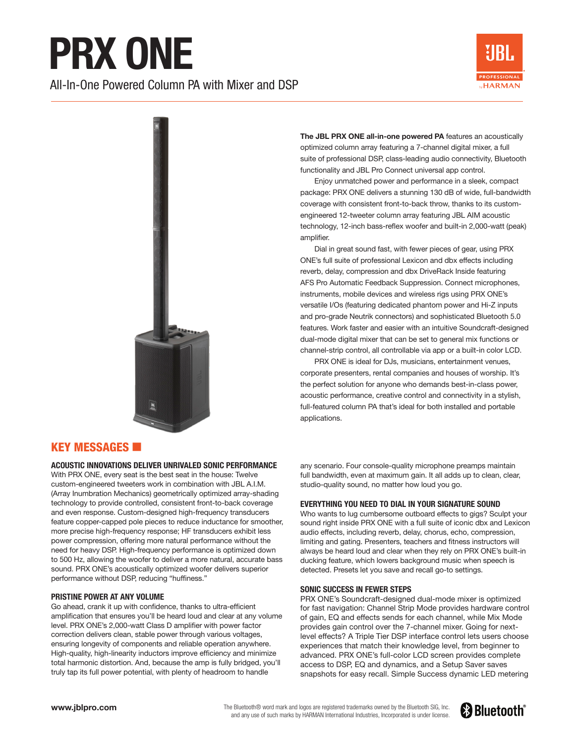# PRX ONE

All-In-One Powered Column PA with Mixer and DSP

**The JBL PRX ONE all-in-one powered PA** features an acoustically optimized column array featuring a 7-channel digital mixer, a full suite of professional DSP, class-leading audio connectivity, Bluetooth functionality and JBL Pro Connect universal app control.

Enjoy unmatched power and performance in a sleek, compact package: PRX ONE delivers a stunning 130 dB of wide, full-bandwidth coverage with consistent front-to-back throw, thanks to its custom-engineered 12-tweeter column array featuring JBL AIM acoustic technology, 12-inch bass-reflex woofer and built-in 2,000-watt (peak) amplifier.

Dial in great sound fast, with fewer pieces of gear, using PRX ONE's full suite of professional Lexicon and dbx effects including reverb, delay, compression and dbx DriveRack Inside featuring AFS Pro Automatic Feedback Suppression. Connect microphones, instruments, mobile devices and wireless rigs using PRX ONE's versatile I/Os (featuring dedicated phantom power and Hi-Z inputs and pro-grade Neutrik connectors) and sophisticated Bluetooth 5.0 features. Work faster and easier with an intuitive Soundcraft-designed dual-mode digital mixer that can be set to general mix functions or channel-strip control, all controllable via app or a built-in color LCD.

PRX ONE is ideal for DJs, musicians, entertainment venues, corporate presenters, rental companies and houses of worship. It's the perfect solution for anyone who demands best-in-class power, acoustic performance, creative control and connectivity in a stylish, full-featured column PA that's ideal for both installed and portable applications.

## KEY MESSAGES

### ACOUSTIC INNOVATIONS DELIVER UNRIVALED SONIC PERFORMANCE

With PRX ONE, every seat is the best seat in the house: Twelve custom-engineered tweeters work in combination with JBL A.I.M. (Array Inumbration Mechanics) geometrically optimized array-shading technology to provide controlled, consistent front-to-back coverage and even response. Custom-designed high-frequency transducers feature copper-capped pole pieces to reduce inductance for smoother, more precise high-frequency response; HF transducers exhibit less power compression, offering more natural performance without the need for heavy DSP. High-frequency performance is optimized down to 500 Hz, allowing the woofer to deliver a more natural, accurate bass sound. PRX ONE's acoustically optimized woofer delivers superior performance without DSP, reducing "huffiness."

### PRISTINE POWER AT ANY VOLUME

Go ahead, crank it up with confidence, thanks to ultra-efficient amplification that ensures you'll be heard loud and clear at any volume level. PRX ONE's 2,000-watt Class D amplifier with power factor correction delivers clean, stable power through various voltages, ensuring longevity of components and reliable operation anywhere. High-quality, high-linearity inductors improve efficiency and minimize total harmonic distortion. And, because the amp is fully bridged, you'll truly tap its full power potential, with plenty of headroom to handle any scenario. Four console-quality microphone preamps maintain full bandwidth, even at maximum gain. It all adds up to clean, clear, studio-quality sound, no matter how loud you go.

### EVERYTHING YOU NEED TO DIAL IN YOUR SIGNATURE SOUND

Who wants to lug cumbersome outboard effects to gigs? Sculpt your sound right inside PRX ONE with a full suite of iconic dbx and Lexicon audio effects, including reverb, delay, chorus, echo, compression, limiting and gating. Presenters, teachers and fitness instructors will always be heard loud and clear when they rely on PRX ONE's built-in ducking feature, which lowers background music when speech is detected. Presets let you save and recall go-to settings.

### SONIC SUCCESS IN FEWER STEPS

PRX ONE's Soundcraft-designed dual-mode mixer is optimized for fast navigation: Channel Strip Mode provides hardware control of gain, EQ and effects sends for each channel, while Mix Mode provides gain control over the 7-channel mixer. Going for next-level effects? A Triple Tier DSP interface control lets users choose experiences that match their knowledge level, from beginner to advanced. PRX ONE's full-color LCD screen provides complete access to DSP, EQ and dynamics, and a Setup Saver saves snapshots for easy recall. Simple Success dynamic LED metering

www.jblpro.com

The Bluetooth® word mark and logos are registered trademarks owned by the Bluetooth SIG, Inc. and any use of such marks by HARMAN International Industries, Incorporated is under license.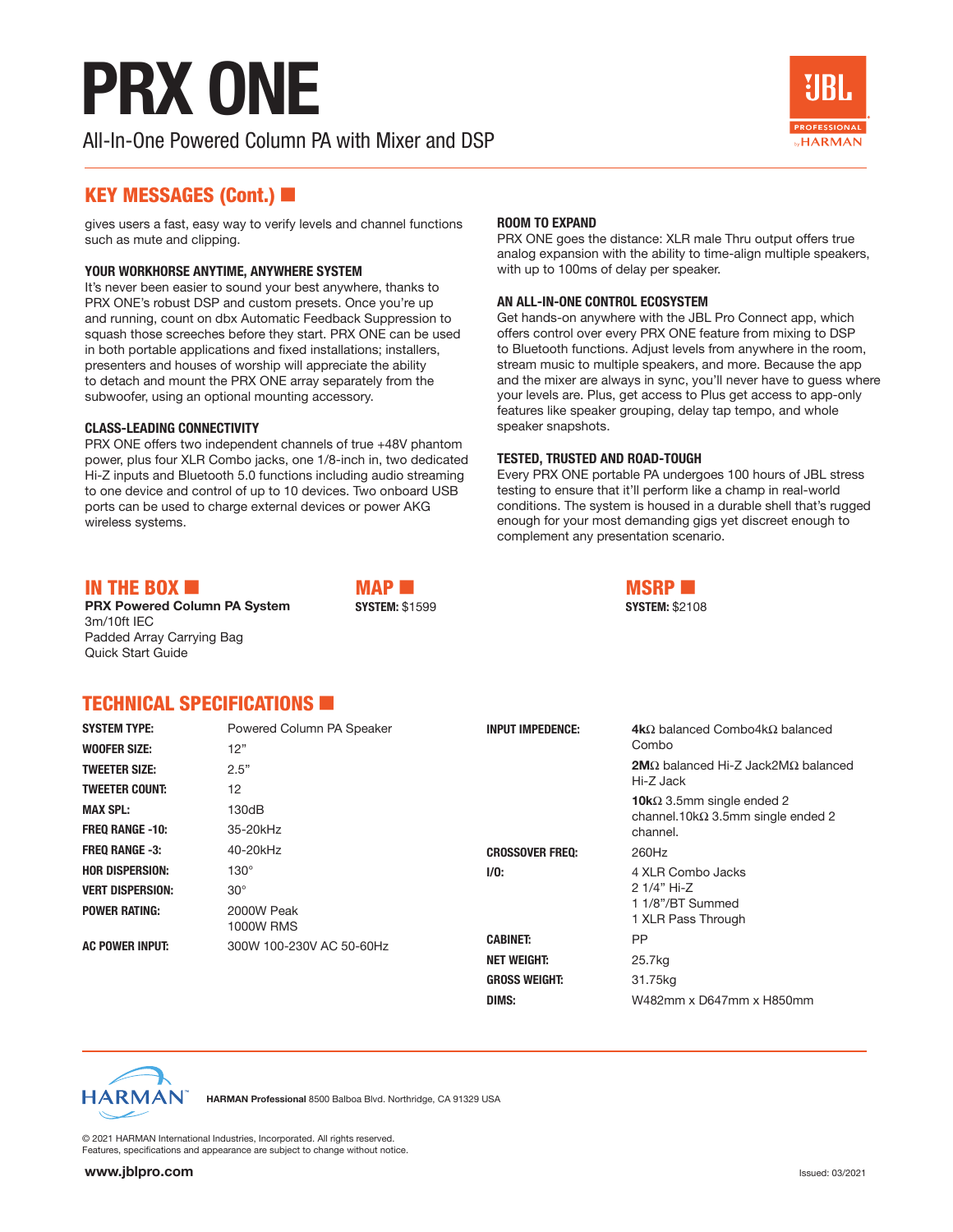# PRX ONE

All-In-One Powered Column PA with Mixer and DSP

## KEY MESSAGES (Cont.)

gives users a fast, easy way to verify levels and channel functions such as mute and clipping.

### YOUR WORKHORSE ANYTIME, ANYWHERE SYSTEM

It's never been easier to sound your best anywhere, thanks to PRX ONE's robust DSP and custom presets. Once you're up and running, count on dbx Automatic Feedback Suppression to squash those screeches before they start. PRX ONE can be used in both portable applications and fixed installations; installers, presenters and houses of worship will appreciate the ability to detach and mount the PRX ONE array separately from the subwoofer, using an optional mounting accessory.

### CLASS-LEADING CONNECTIVITY

PRX ONE offers two independent channels of true +48V phantom power, plus four XLR Combo jacks, one 1/8-inch in, two dedicated Hi-Z inputs and Bluetooth 5.0 functions including audio streaming to one device and control of up to 10 devices. Two onboard USB ports can be used to charge external devices or power AKG wireless systems.

### ROOM TO EXPAND

PRX ONE goes the distance: XLR male Thru output offers true analog expansion with the ability to time-align multiple speakers, with up to 100ms of delay per speaker.

### AN ALL-IN-ONE CONTROL ECOSYSTEM

Get hands-on anywhere with the JBL Pro Connect app, which offers control over every PRX ONE feature from mixing to DSP to Bluetooth functions. Adjust levels from anywhere in the room, stream music to multiple speakers, and more. Because the app and the mixer are always in sync, you'll never have to guess where your levels are. Plus, get access to Plus get access to app-only features like speaker grouping, delay tap tempo, and whole speaker snapshots.

### TESTED, TRUSTED AND ROAD-TOUGH

Every PRX ONE portable PA undergoes 100 hours of JBL stress testing to ensure that it'll perform like a champ in real-world conditions. The system is housed in a durable shell that's rugged enough for your most demanding gigs yet discreet enough to complement any presentation scenario.

## IN THE BOX

**PRX Powered Column PA System**
3m/10ft IEC
Padded Array Carrying Bag
Quick Start Guide

## MAP

**SYSTEM:** $1599

## MSRP

**SYSTEM:** $2108

## TECHNICAL SPECIFICATIONS

| | |
|---|---|
| **SYSTEM TYPE:** | Powered Column PA Speaker |
| **WOOFER SIZE:** | 12" |
| **TWEETER SIZE:** | 2.5" |
| **TWEETER COUNT:** | 12 |
| **MAX SPL:** | 130dB |
| **FREQ RANGE -10:** | 35-20kHz |
| **FREQ RANGE -3:** | 40-20kHz |
| **HOR DISPERSION:** | 130° |
| **VERT DISPERSION:** | 30° |
| **POWER RATING:** | 2000W Peak<br>1000W RMS |
| **AC POWER INPUT:** | 300W 100-230V AC 50-60Hz |
| **INPUT IMPEDENCE:** | **4kΩ** balanced Combo4kΩ balanced Combo<br>**2MΩ** balanced Hi-Z Jack2MΩ balanced Hi-Z Jack<br>**10kΩ** 3.5mm single ended 2 channel.10kΩ 3.5mm single ended 2 channel. |
| **CROSSOVER FREQ:** | 260Hz |
| **I/O:** | 4 XLR Combo Jacks<br>2 1/4" Hi-Z<br>1 1/8"/BT Summed<br>1 XLR Pass Through |
| **CABINET:** | PP |
| **NET WEIGHT:** | 25.7kg |
| **GROSS WEIGHT:** | 31.75kg |
| **DIMS:** | W482mm x D647mm x H850mm |

**HARMAN Professional** 8500 Balboa Blvd. Northridge, CA 91329 USA

© 2021 HARMAN International Industries, Incorporated. All rights reserved.
Features, specifications and appearance are subject to change without notice.

**www.jblpro.com**

Issued: 03/2021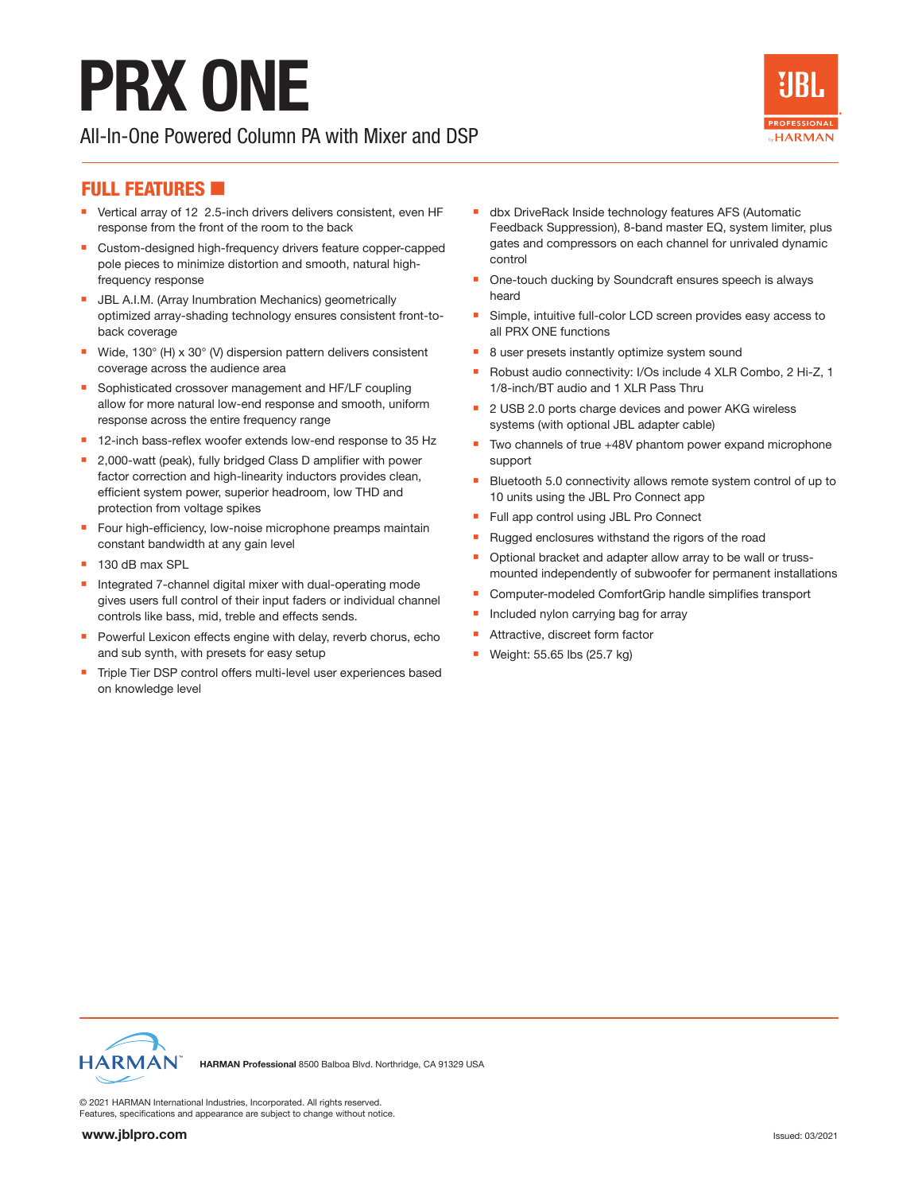# PRX ONE

All-In-One Powered Column PA with Mixer and DSP

## FULL FEATURES

- Vertical array of 12 2.5-inch drivers delivers consistent, even HF response from the front of the room to the back
- Custom-designed high-frequency drivers feature copper-capped pole pieces to minimize distortion and smooth, natural high-frequency response
- JBL A.I.M. (Array Inumbration Mechanics) geometrically optimized array-shading technology ensures consistent front-to-back coverage
- Wide, 130° (H) x 30° (V) dispersion pattern delivers consistent coverage across the audience area
- Sophisticated crossover management and HF/LF coupling allow for more natural low-end response and smooth, uniform response across the entire frequency range
- 12-inch bass-reflex woofer extends low-end response to 35 Hz
- 2,000-watt (peak), fully bridged Class D amplifier with power factor correction and high-linearity inductors provides clean, efficient system power, superior headroom, low THD and protection from voltage spikes
- Four high-efficiency, low-noise microphone preamps maintain constant bandwidth at any gain level
- 130 dB max SPL
- Integrated 7-channel digital mixer with dual-operating mode gives users full control of their input faders or individual channel controls like bass, mid, treble and effects sends.
- Powerful Lexicon effects engine with delay, reverb chorus, echo and sub synth, with presets for easy setup
- Triple Tier DSP control offers multi-level user experiences based on knowledge level
- dbx DriveRack Inside technology features AFS (Automatic Feedback Suppression), 8-band master EQ, system limiter, plus gates and compressors on each channel for unrivaled dynamic control
- One-touch ducking by Soundcraft ensures speech is always heard
- Simple, intuitive full-color LCD screen provides easy access to all PRX ONE functions
- 8 user presets instantly optimize system sound
- Robust audio connectivity: I/Os include 4 XLR Combo, 2 Hi-Z, 1 1/8-inch/BT audio and 1 XLR Pass Thru
- 2 USB 2.0 ports charge devices and power AKG wireless systems (with optional JBL adapter cable)
- Two channels of true +48V phantom power expand microphone support
- Bluetooth 5.0 connectivity allows remote system control of up to 10 units using the JBL Pro Connect app
- Full app control using JBL Pro Connect
- Rugged enclosures withstand the rigors of the road
- Optional bracket and adapter allow array to be wall or truss-mounted independently of subwoofer for permanent installations
- Computer-modeled ComfortGrip handle simplifies transport
- Included nylon carrying bag for array
- Attractive, discreet form factor
- Weight: 55.65 lbs (25.7 kg)

**HARMAN Professional** 8500 Balboa Blvd. Northridge, CA 91329 USA

© 2021 HARMAN International Industries, Incorporated. All rights reserved.
Features, specifications and appearance are subject to change without notice.

**www.jblpro.com**

Issued: 03/2021